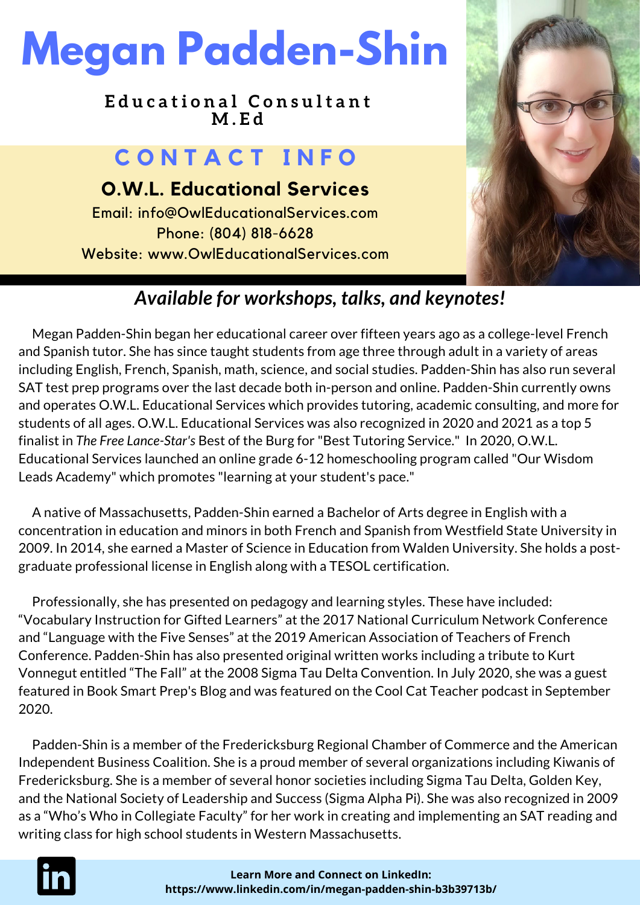# Megan Padden-Shin

**Educational Consultant**
**M.Ed**

## CONTACT INFO

**O.W.L. Educational Services**

Email: info@OwlEducationalServices.com
Phone: (804) 818-6628
Website: www.OwlEducationalServices.com

***Available for workshops, talks, and keynotes!***

Megan Padden-Shin began her educational career over fifteen years ago as a college-level French and Spanish tutor. She has since taught students from age three through adult in a variety of areas including English, French, Spanish, math, science, and social studies. Padden-Shin has also run several SAT test prep programs over the last decade both in-person and online. Padden-Shin currently owns and operates O.W.L. Educational Services which provides tutoring, academic consulting, and more for students of all ages. O.W.L. Educational Services was also recognized in 2020 and 2021 as a top 5 finalist in *The Free Lance-Star's* Best of the Burg for "Best Tutoring Service." In 2020, O.W.L. Educational Services launched an online grade 6-12 homeschooling program called "Our Wisdom Leads Academy" which promotes "learning at your student's pace."

A native of Massachusetts, Padden-Shin earned a Bachelor of Arts degree in English with a concentration in education and minors in both French and Spanish from Westfield State University in 2009. In 2014, she earned a Master of Science in Education from Walden University. She holds a post-graduate professional license in English along with a TESOL certification.

Professionally, she has presented on pedagogy and learning styles. These have included: "Vocabulary Instruction for Gifted Learners" at the 2017 National Curriculum Network Conference and "Language with the Five Senses" at the 2019 American Association of Teachers of French Conference. Padden-Shin has also presented original written works including a tribute to Kurt Vonnegut entitled "The Fall" at the 2008 Sigma Tau Delta Convention. In July 2020, she was a guest featured in Book Smart Prep's Blog and was featured on the Cool Cat Teacher podcast in September 2020.

Padden-Shin is a member of the Fredericksburg Regional Chamber of Commerce and the American Independent Business Coalition. She is a proud member of several organizations including Kiwanis of Fredericksburg. She is a member of several honor societies including Sigma Tau Delta, Golden Key, and the National Society of Leadership and Success (Sigma Alpha Pi). She was also recognized in 2009 as a "Who's Who in Collegiate Faculty" for her work in creating and implementing an SAT reading and writing class for high school students in Western Massachusetts.

**Learn More and Connect on LinkedIn:**
**https://www.linkedin.com/in/megan-padden-shin-b3b39713b/**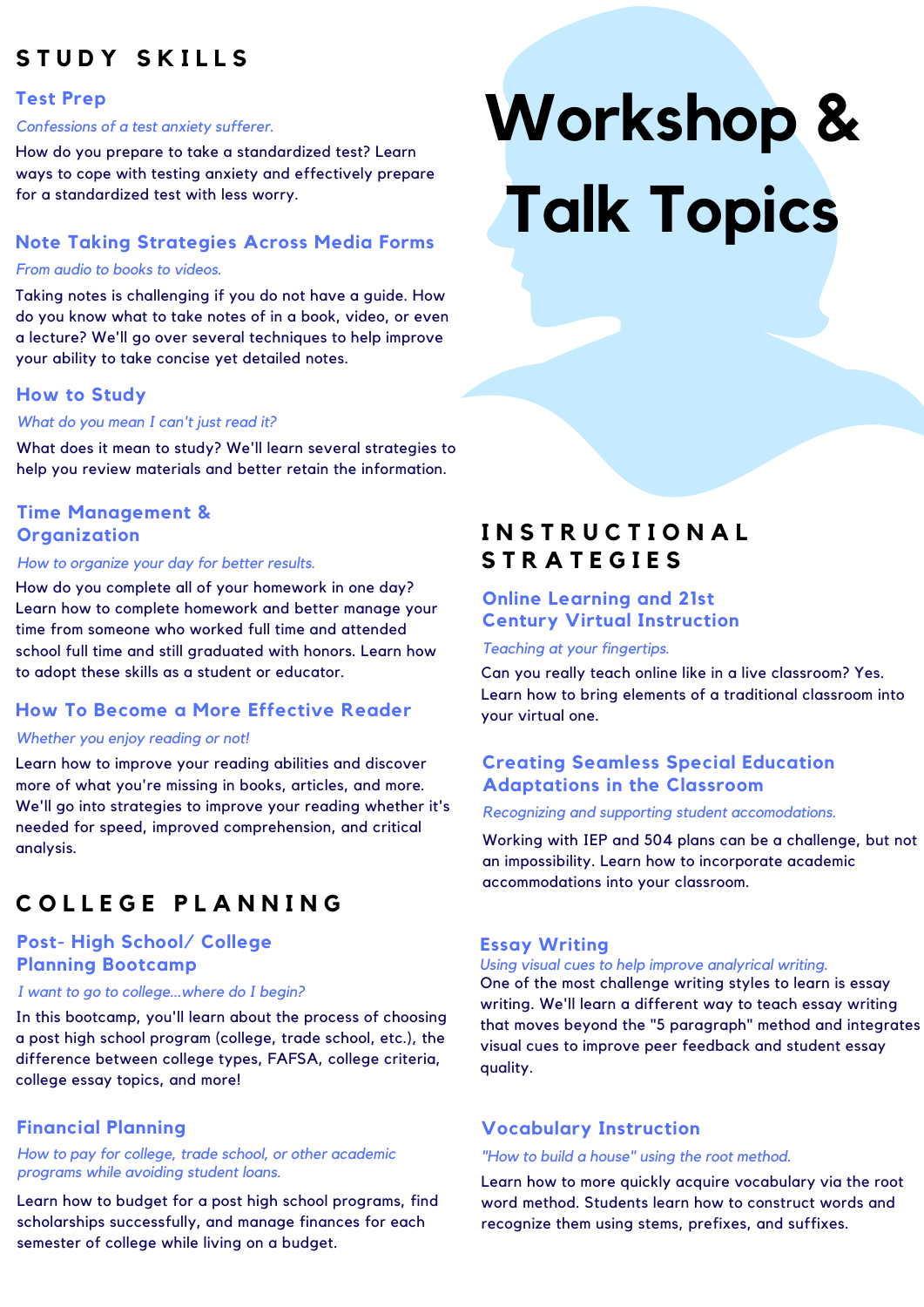# Workshop & Talk Topics

## STUDY SKILLS

### Test Prep

*Confessions of a test anxiety sufferer.*

How do you prepare to take a standardized test? Learn ways to cope with testing anxiety and effectively prepare for a standardized test with less worry.

### Note Taking Strategies Across Media Forms

*From audio to books to videos.*

Taking notes is challenging if you do not have a guide. How do you know what to take notes of in a book, video, or even a lecture? We'll go over several techniques to help improve your ability to take concise yet detailed notes.

### How to Study

*What do you mean I can't just read it?*

What does it mean to study? We'll learn several strategies to help you review materials and better retain the information.

### Time Management & Organization

*How to organize your day for better results.*

How do you complete all of your homework in one day? Learn how to complete homework and better manage your time from someone who worked full time and attended school full time and still graduated with honors. Learn how to adopt these skills as a student or educator.

### How To Become a More Effective Reader

*Whether you enjoy reading or not!*

Learn how to improve your reading abilities and discover more of what you're missing in books, articles, and more. We'll go into strategies to improve your reading whether it's needed for speed, improved comprehension, and critical analysis.

## COLLEGE PLANNING

### Post- High School/ College Planning Bootcamp

*I want to go to college...where do I begin?*

In this bootcamp, you'll learn about the process of choosing a post high school program (college, trade school, etc.), the difference between college types, FAFSA, college criteria, college essay topics, and more!

### Financial Planning

*How to pay for college, trade school, or other academic programs while avoiding student loans.*

Learn how to budget for a post high school programs, find scholarships successfully, and manage finances for each semester of college while living on a budget.

## INSTRUCTIONAL STRATEGIES

### Online Learning and 21st Century Virtual Instruction

*Teaching at your fingertips.*

Can you really teach online like in a live classroom? Yes. Learn how to bring elements of a traditional classroom into your virtual one.

### Creating Seamless Special Education Adaptations in the Classroom

*Recognizing and supporting student accomodations.*

Working with IEP and 504 plans can be a challenge, but not an impossibility. Learn how to incorporate academic accommodations into your classroom.

### Essay Writing

*Using visual cues to help improve analyrical writing.*

One of the most challenge writing styles to learn is essay writing. We'll learn a different way to teach essay writing that moves beyond the "5 paragraph" method and integrates visual cues to improve peer feedback and student essay quality.

### Vocabulary Instruction

*"How to build a house" using the root method.*

Learn how to more quickly acquire vocabulary via the root word method. Students learn how to construct words and recognize them using stems, prefixes, and suffixes.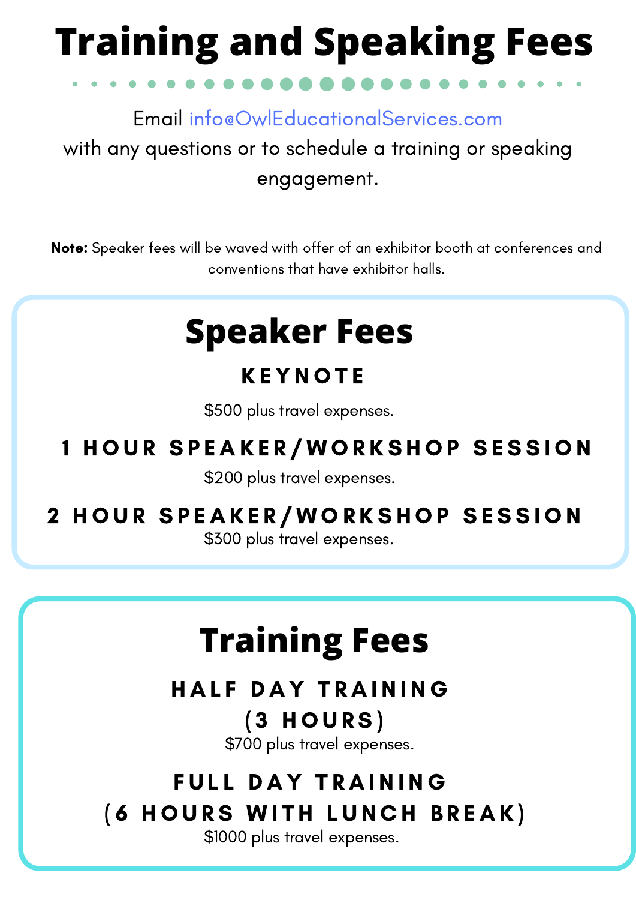# Training and Speaking Fees

Email info@OwlEducationalServices.com
with any questions or to schedule a training or speaking engagement.

**Note:** Speaker fees will be waved with offer of an exhibitor booth at conferences and conventions that have exhibitor halls.

## Speaker Fees

### KEYNOTE

$500 plus travel expenses.

### 1 HOUR SPEAKER/WORKSHOP SESSION

$200 plus travel expenses.

### 2 HOUR SPEAKER/WORKSHOP SESSION

$300 plus travel expenses.

## Training Fees

### HALF DAY TRAINING (3 HOURS)

$700 plus travel expenses.

### FULL DAY TRAINING (6 HOURS WITH LUNCH BREAK)

$1000 plus travel expenses.